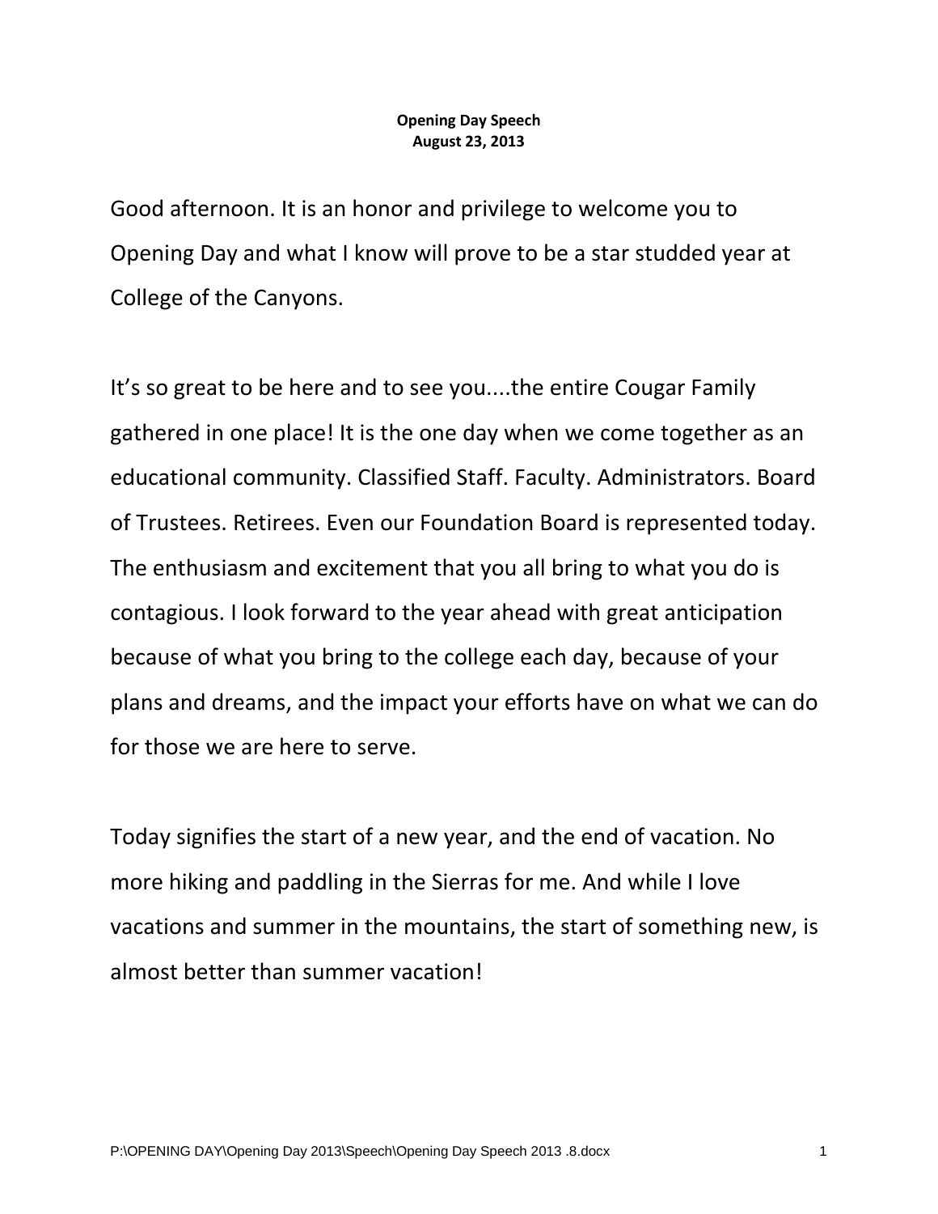**Opening Day Speech**
**August 23, 2013**

Good afternoon. It is an honor and privilege to welcome you to Opening Day and what I know will prove to be a star studded year at College of the Canyons.

It's so great to be here and to see you....the entire Cougar Family gathered in one place! It is the one day when we come together as an educational community. Classified Staff. Faculty. Administrators. Board of Trustees. Retirees. Even our Foundation Board is represented today. The enthusiasm and excitement that you all bring to what you do is contagious. I look forward to the year ahead with great anticipation because of what you bring to the college each day, because of your plans and dreams, and the impact your efforts have on what we can do for those we are here to serve.

Today signifies the start of a new year, and the end of vacation. No more hiking and paddling in the Sierras for me. And while I love vacations and summer in the mountains, the start of something new, is almost better than summer vacation!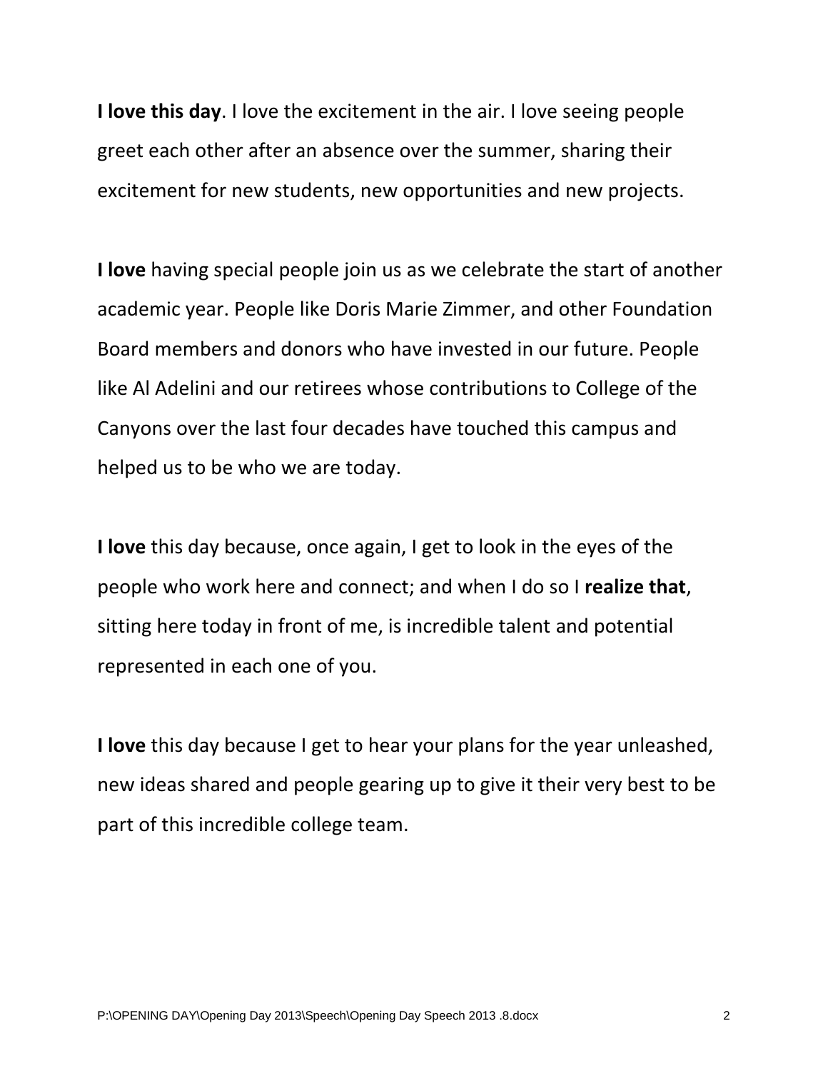**I love this day**. I love the excitement in the air. I love seeing people greet each other after an absence over the summer, sharing their excitement for new students, new opportunities and new projects.

**I love** having special people join us as we celebrate the start of another academic year. People like Doris Marie Zimmer, and other Foundation Board members and donors who have invested in our future. People like Al Adelini and our retirees whose contributions to College of the Canyons over the last four decades have touched this campus and helped us to be who we are today.

**I love** this day because, once again, I get to look in the eyes of the people who work here and connect; and when I do so I **realize that**, sitting here today in front of me, is incredible talent and potential represented in each one of you.

**I love** this day because I get to hear your plans for the year unleashed, new ideas shared and people gearing up to give it their very best to be part of this incredible college team.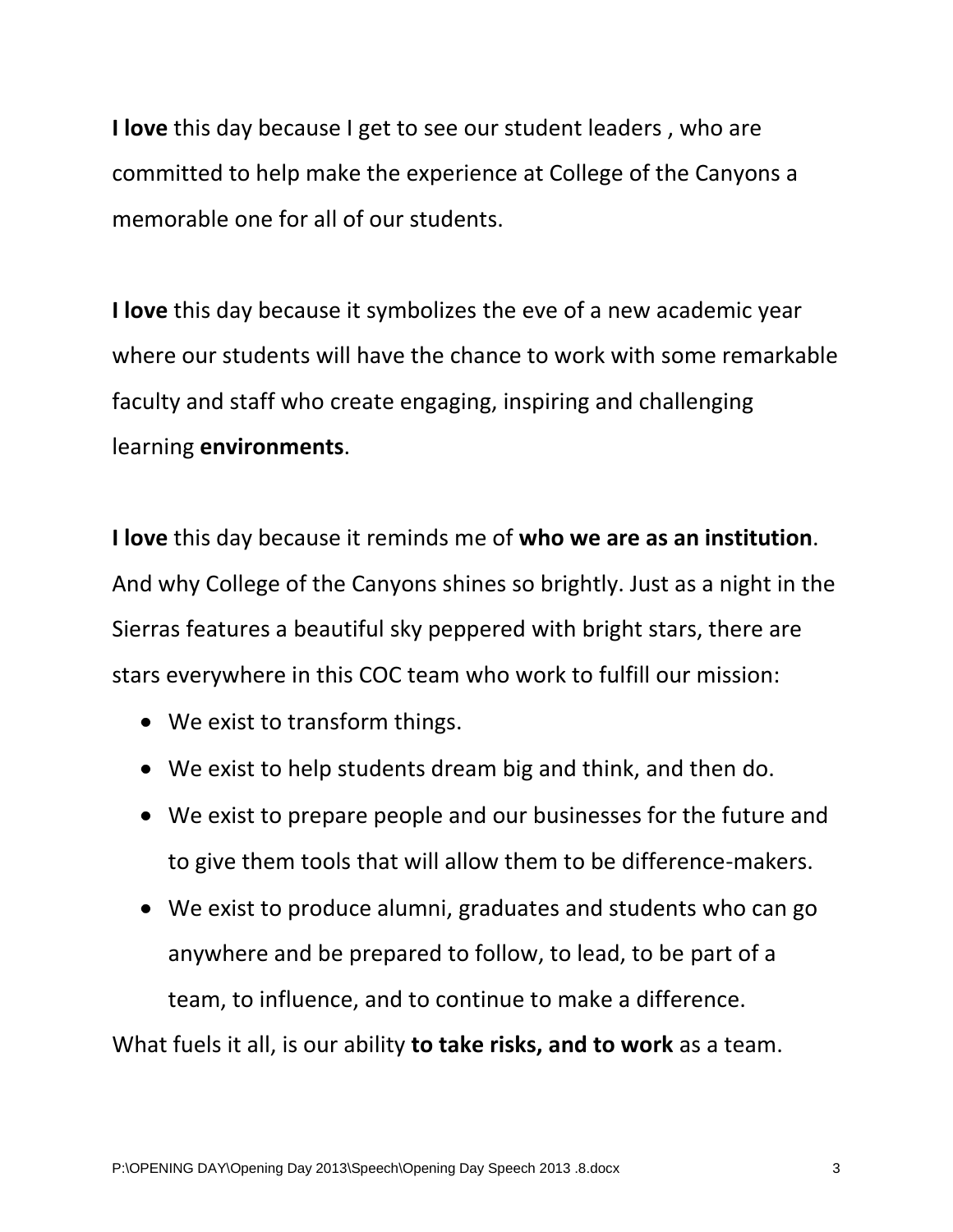**I love** this day because I get to see our student leaders , who are committed to help make the experience at College of the Canyons a memorable one for all of our students.

**I love** this day because it symbolizes the eve of a new academic year where our students will have the chance to work with some remarkable faculty and staff who create engaging, inspiring and challenging learning **environments**.

**I love** this day because it reminds me of **who we are as an institution**. And why College of the Canyons shines so brightly. Just as a night in the Sierras features a beautiful sky peppered with bright stars, there are stars everywhere in this COC team who work to fulfill our mission:

- We exist to transform things.
- We exist to help students dream big and think, and then do.
- We exist to prepare people and our businesses for the future and to give them tools that will allow them to be difference-makers.
- We exist to produce alumni, graduates and students who can go anywhere and be prepared to follow, to lead, to be part of a team, to influence, and to continue to make a difference.

What fuels it all, is our ability **to take risks, and to work** as a team.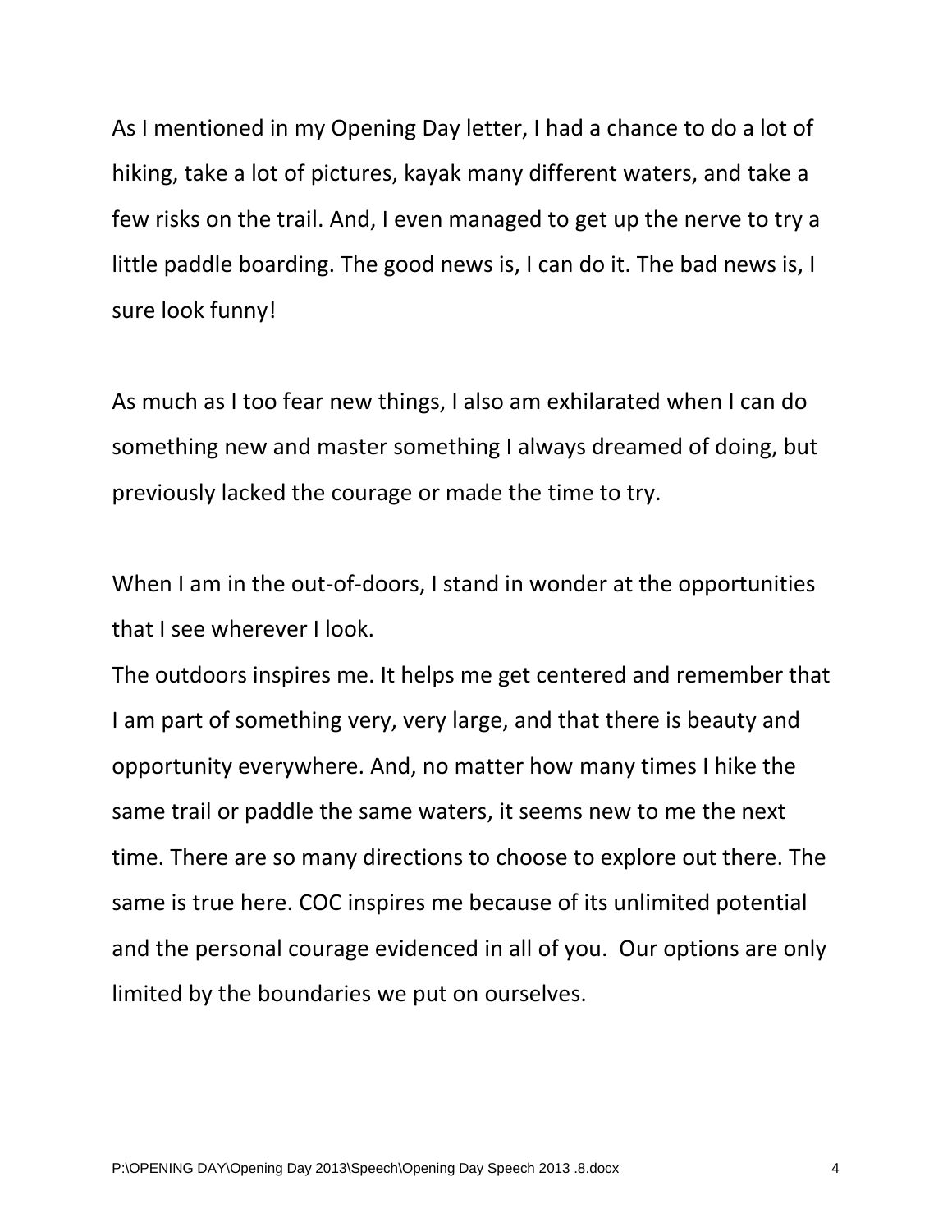As I mentioned in my Opening Day letter, I had a chance to do a lot of hiking, take a lot of pictures, kayak many different waters, and take a few risks on the trail. And, I even managed to get up the nerve to try a little paddle boarding. The good news is, I can do it. The bad news is, I sure look funny!

As much as I too fear new things, I also am exhilarated when I can do something new and master something I always dreamed of doing, but previously lacked the courage or made the time to try.

When I am in the out-of-doors, I stand in wonder at the opportunities that I see wherever I look.
The outdoors inspires me. It helps me get centered and remember that I am part of something very, very large, and that there is beauty and opportunity everywhere. And, no matter how many times I hike the same trail or paddle the same waters, it seems new to me the next time. There are so many directions to choose to explore out there. The same is true here. COC inspires me because of its unlimited potential and the personal courage evidenced in all of you. Our options are only limited by the boundaries we put on ourselves.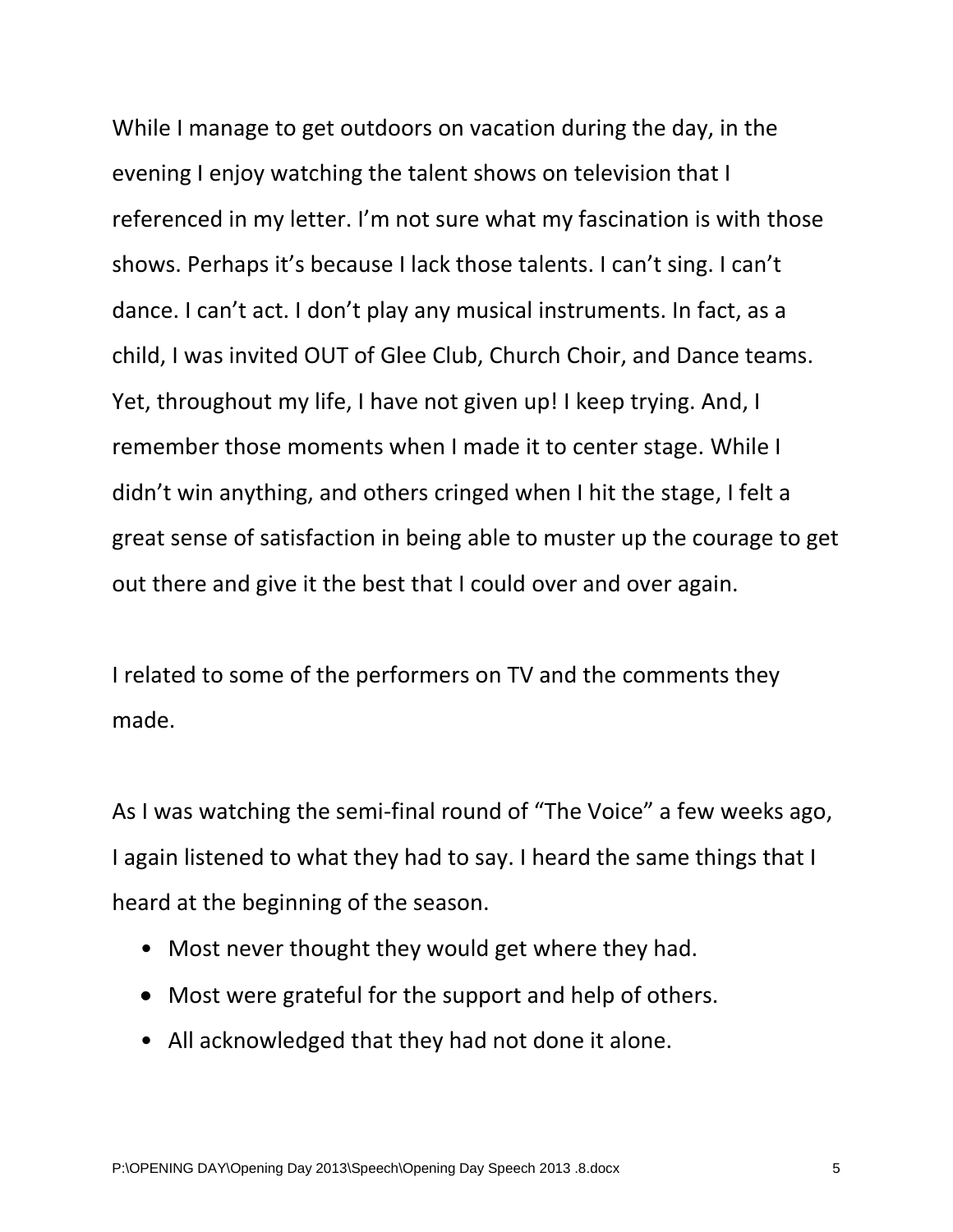While I manage to get outdoors on vacation during the day, in the evening I enjoy watching the talent shows on television that I referenced in my letter. I'm not sure what my fascination is with those shows. Perhaps it's because I lack those talents. I can't sing. I can't dance. I can't act. I don't play any musical instruments. In fact, as a child, I was invited OUT of Glee Club, Church Choir, and Dance teams. Yet, throughout my life, I have not given up! I keep trying. And, I remember those moments when I made it to center stage. While I didn't win anything, and others cringed when I hit the stage, I felt a great sense of satisfaction in being able to muster up the courage to get out there and give it the best that I could over and over again.

I related to some of the performers on TV and the comments they made.

As I was watching the semi-final round of "The Voice" a few weeks ago, I again listened to what they had to say. I heard the same things that I heard at the beginning of the season.

- Most never thought they would get where they had.
- Most were grateful for the support and help of others.
- All acknowledged that they had not done it alone.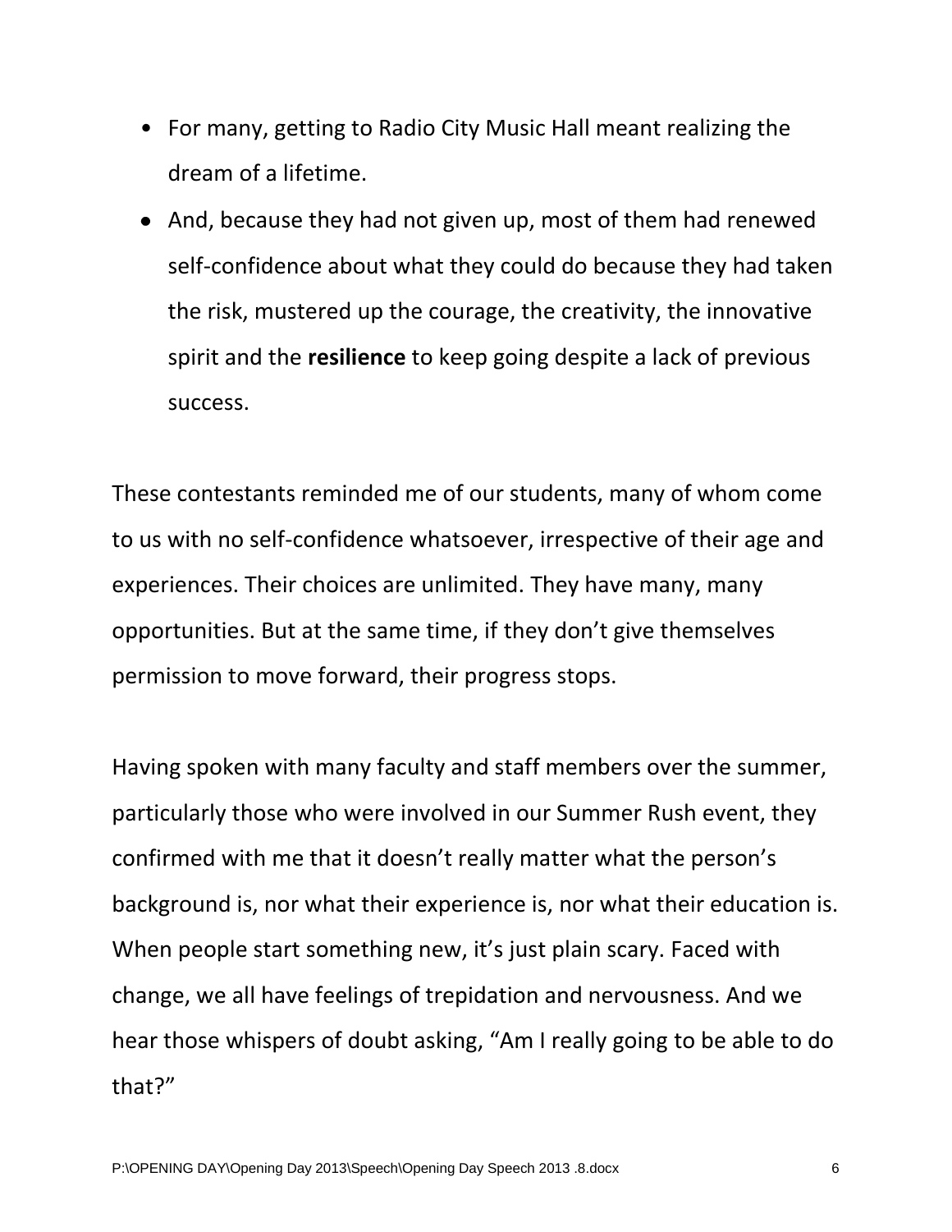- For many, getting to Radio City Music Hall meant realizing the dream of a lifetime.
- And, because they had not given up, most of them had renewed self-confidence about what they could do because they had taken the risk, mustered up the courage, the creativity, the innovative spirit and the **resilience** to keep going despite a lack of previous success.

These contestants reminded me of our students, many of whom come to us with no self-confidence whatsoever, irrespective of their age and experiences. Their choices are unlimited. They have many, many opportunities. But at the same time, if they don't give themselves permission to move forward, their progress stops.

Having spoken with many faculty and staff members over the summer, particularly those who were involved in our Summer Rush event, they confirmed with me that it doesn't really matter what the person's background is, nor what their experience is, nor what their education is. When people start something new, it's just plain scary. Faced with change, we all have feelings of trepidation and nervousness. And we hear those whispers of doubt asking, "Am I really going to be able to do that?"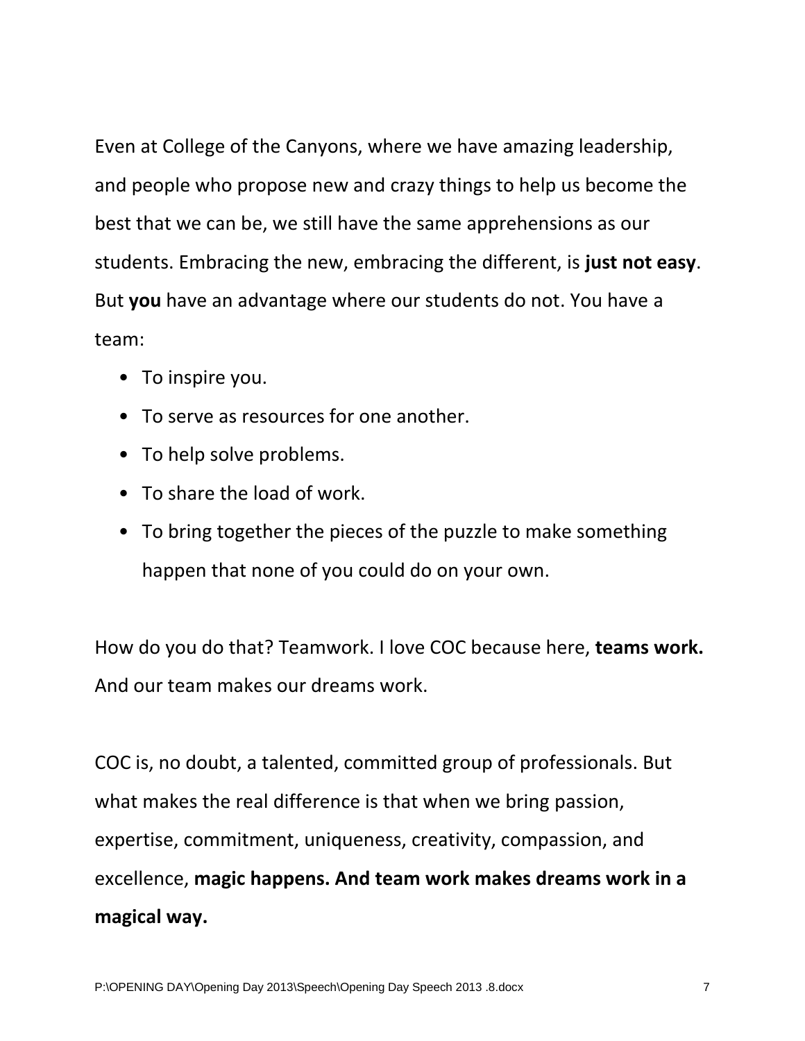Even at College of the Canyons, where we have amazing leadership, and people who propose new and crazy things to help us become the best that we can be, we still have the same apprehensions as our students. Embracing the new, embracing the different, is **just not easy**. But **you** have an advantage where our students do not. You have a team:

- To inspire you.
- To serve as resources for one another.
- To help solve problems.
- To share the load of work.
- To bring together the pieces of the puzzle to make something happen that none of you could do on your own.

How do you do that? Teamwork. I love COC because here, **teams work.** And our team makes our dreams work.

COC is, no doubt, a talented, committed group of professionals. But what makes the real difference is that when we bring passion, expertise, commitment, uniqueness, creativity, compassion, and excellence, **magic happens. And team work makes dreams work in a magical way.**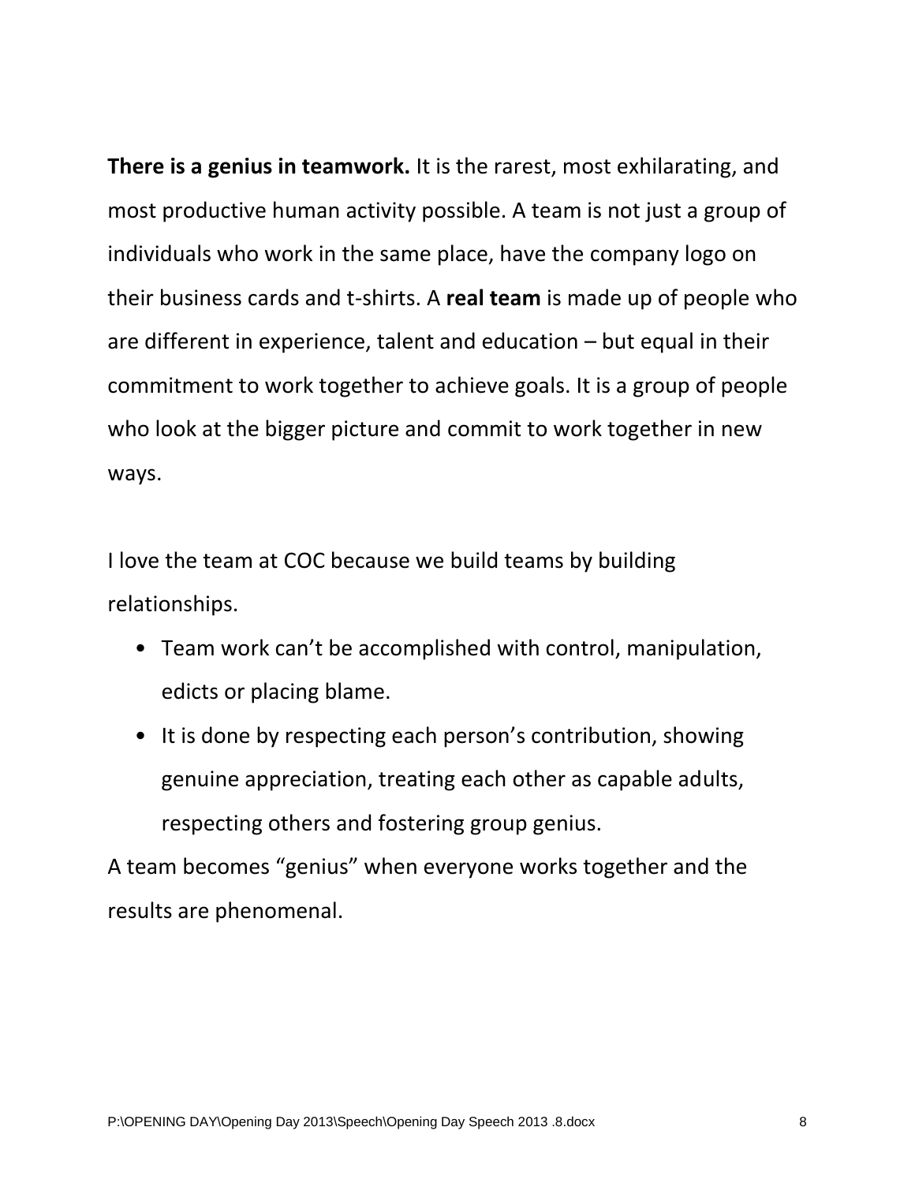**There is a genius in teamwork.** It is the rarest, most exhilarating, and most productive human activity possible. A team is not just a group of individuals who work in the same place, have the company logo on their business cards and t-shirts. A **real team** is made up of people who are different in experience, talent and education – but equal in their commitment to work together to achieve goals. It is a group of people who look at the bigger picture and commit to work together in new ways.

I love the team at COC because we build teams by building relationships.

- Team work can't be accomplished with control, manipulation, edicts or placing blame.
- It is done by respecting each person's contribution, showing genuine appreciation, treating each other as capable adults, respecting others and fostering group genius.

A team becomes "genius" when everyone works together and the results are phenomenal.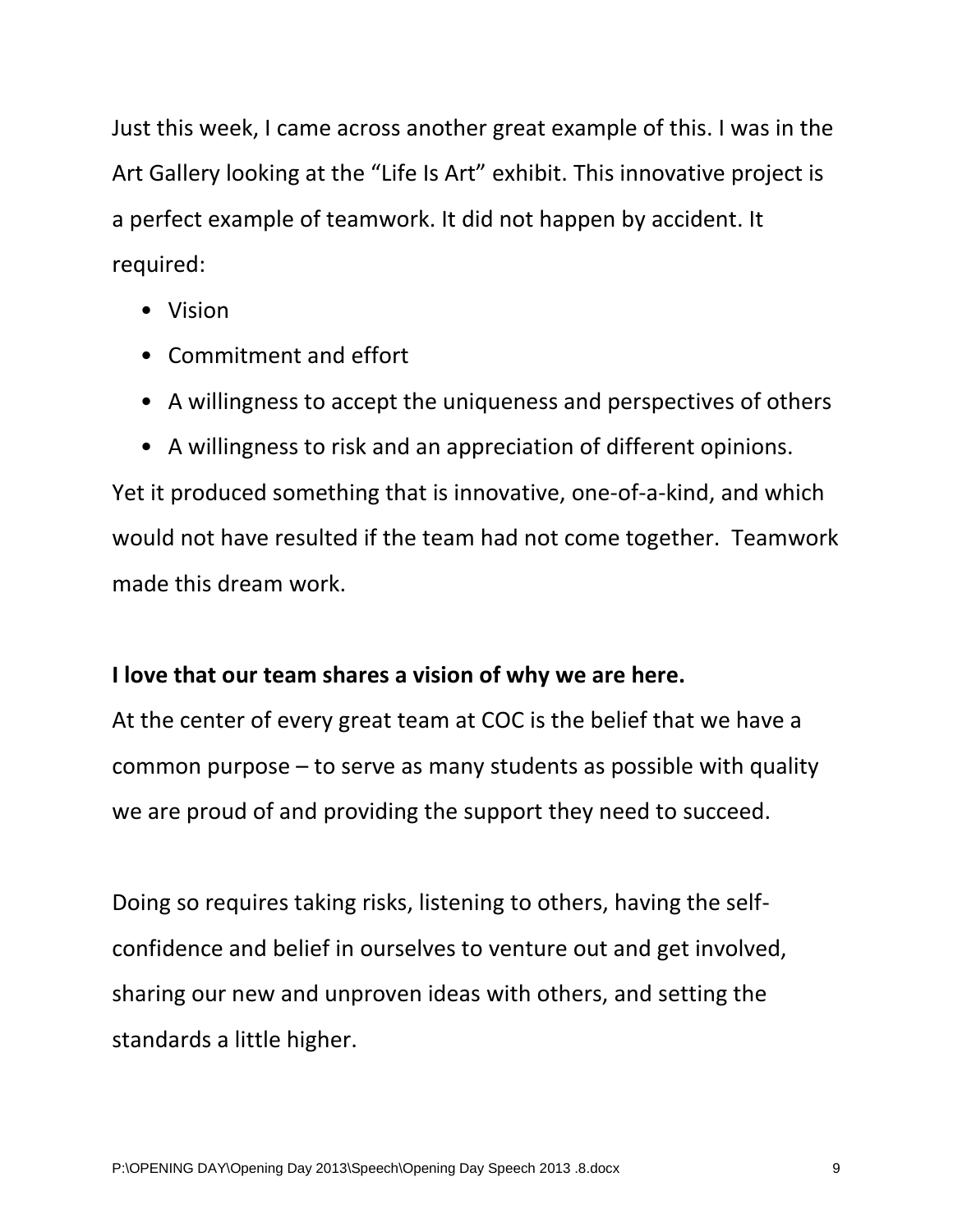Just this week, I came across another great example of this. I was in the Art Gallery looking at the "Life Is Art" exhibit. This innovative project is a perfect example of teamwork. It did not happen by accident. It required:

- Vision
- Commitment and effort
- A willingness to accept the uniqueness and perspectives of others
- A willingness to risk and an appreciation of different opinions.

Yet it produced something that is innovative, one-of-a-kind, and which would not have resulted if the team had not come together. Teamwork made this dream work.

**I love that our team shares a vision of why we are here.**

At the center of every great team at COC is the belief that we have a common purpose – to serve as many students as possible with quality we are proud of and providing the support they need to succeed.

Doing so requires taking risks, listening to others, having the self-confidence and belief in ourselves to venture out and get involved, sharing our new and unproven ideas with others, and setting the standards a little higher.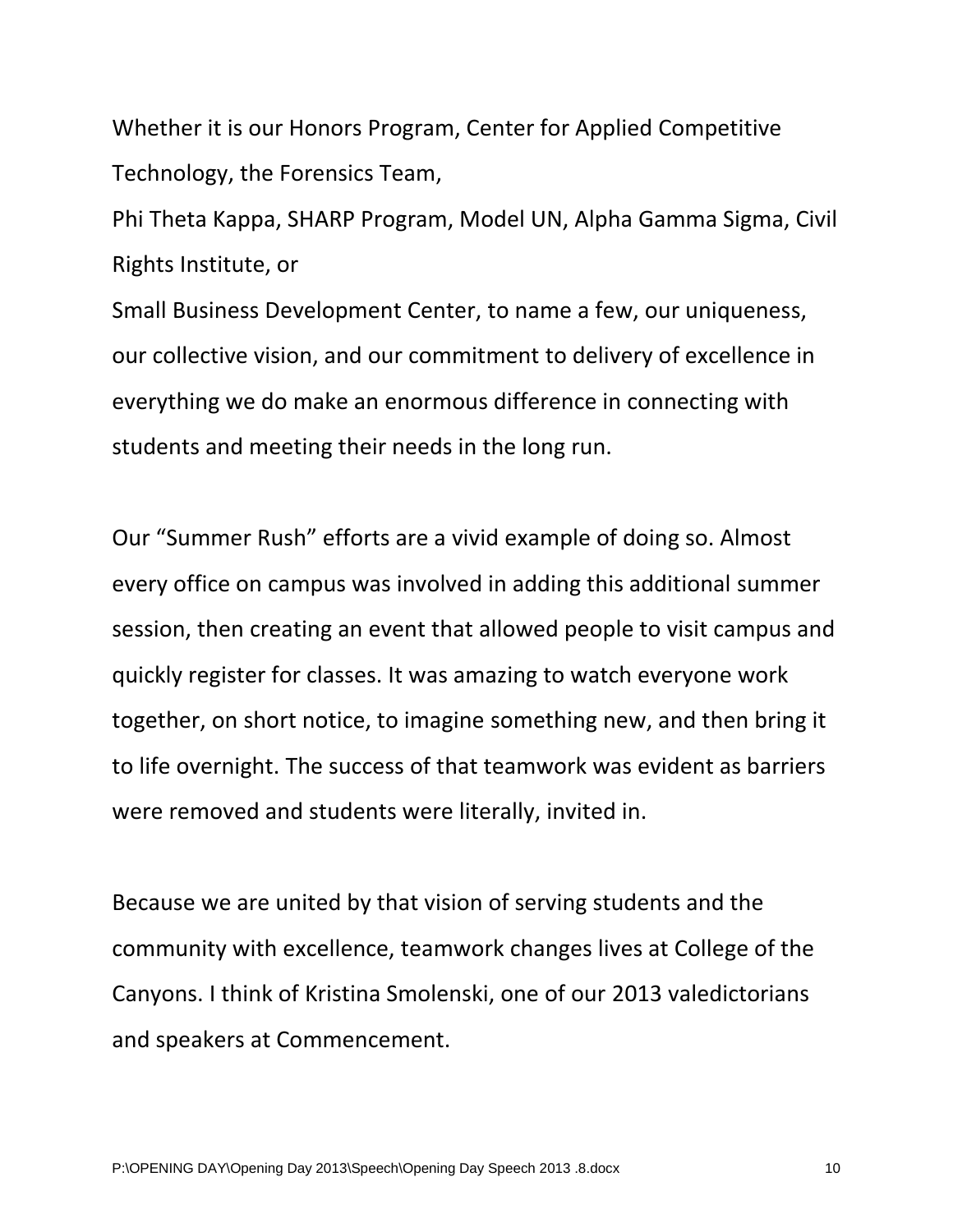Whether it is our Honors Program, Center for Applied Competitive Technology, the Forensics Team,
Phi Theta Kappa, SHARP Program, Model UN, Alpha Gamma Sigma, Civil Rights Institute, or
Small Business Development Center, to name a few, our uniqueness, our collective vision, and our commitment to delivery of excellence in everything we do make an enormous difference in connecting with students and meeting their needs in the long run.

Our "Summer Rush" efforts are a vivid example of doing so. Almost every office on campus was involved in adding this additional summer session, then creating an event that allowed people to visit campus and quickly register for classes. It was amazing to watch everyone work together, on short notice, to imagine something new, and then bring it to life overnight. The success of that teamwork was evident as barriers were removed and students were literally, invited in.

Because we are united by that vision of serving students and the community with excellence, teamwork changes lives at College of the Canyons. I think of Kristina Smolenski, one of our 2013 valedictorians and speakers at Commencement.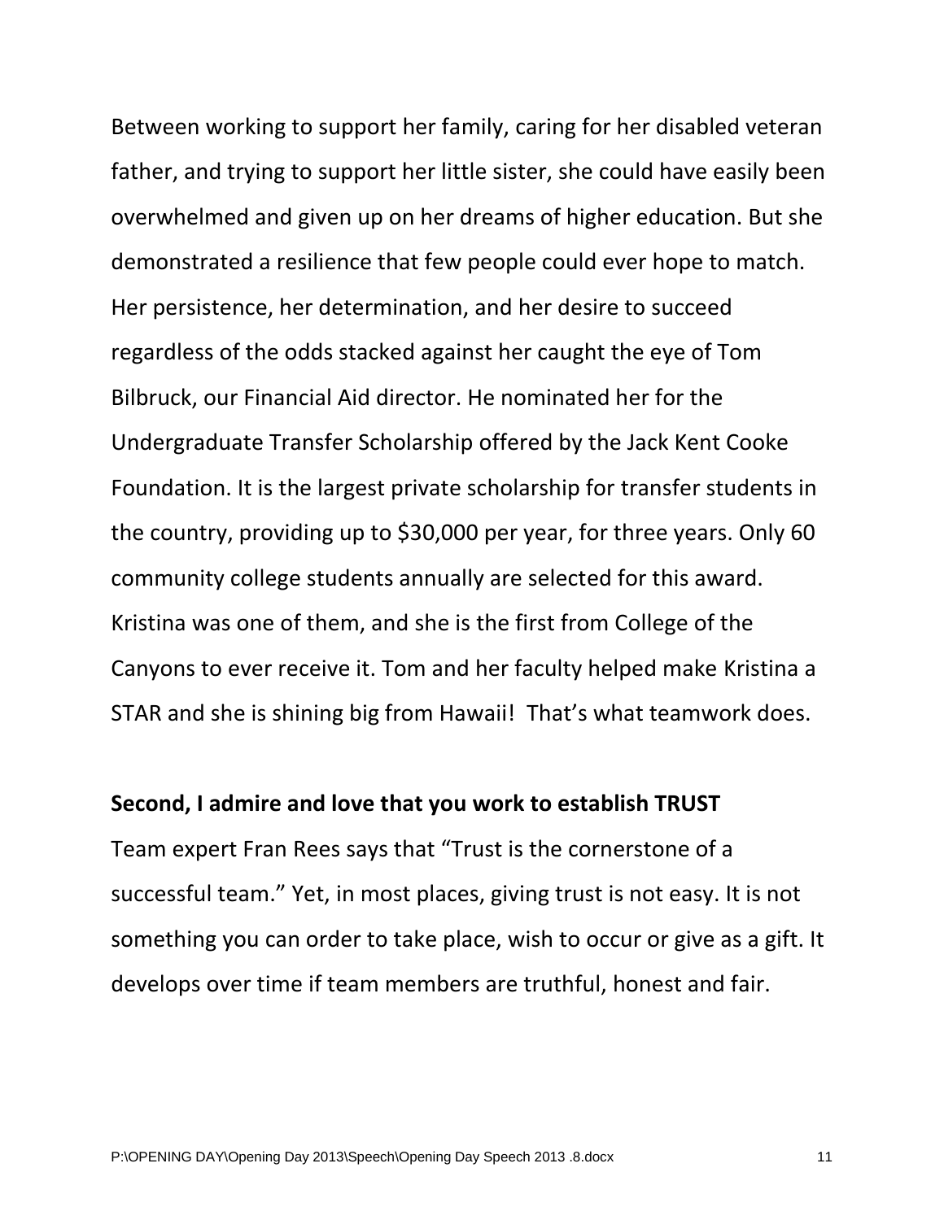Between working to support her family, caring for her disabled veteran father, and trying to support her little sister, she could have easily been overwhelmed and given up on her dreams of higher education. But she demonstrated a resilience that few people could ever hope to match. Her persistence, her determination, and her desire to succeed regardless of the odds stacked against her caught the eye of Tom Bilbruck, our Financial Aid director. He nominated her for the Undergraduate Transfer Scholarship offered by the Jack Kent Cooke Foundation. It is the largest private scholarship for transfer students in the country, providing up to $30,000 per year, for three years. Only 60 community college students annually are selected for this award. Kristina was one of them, and she is the first from College of the Canyons to ever receive it. Tom and her faculty helped make Kristina a STAR and she is shining big from Hawaii!  That's what teamwork does.

**Second, I admire and love that you work to establish TRUST**

Team expert Fran Rees says that "Trust is the cornerstone of a successful team." Yet, in most places, giving trust is not easy. It is not something you can order to take place, wish to occur or give as a gift. It develops over time if team members are truthful, honest and fair.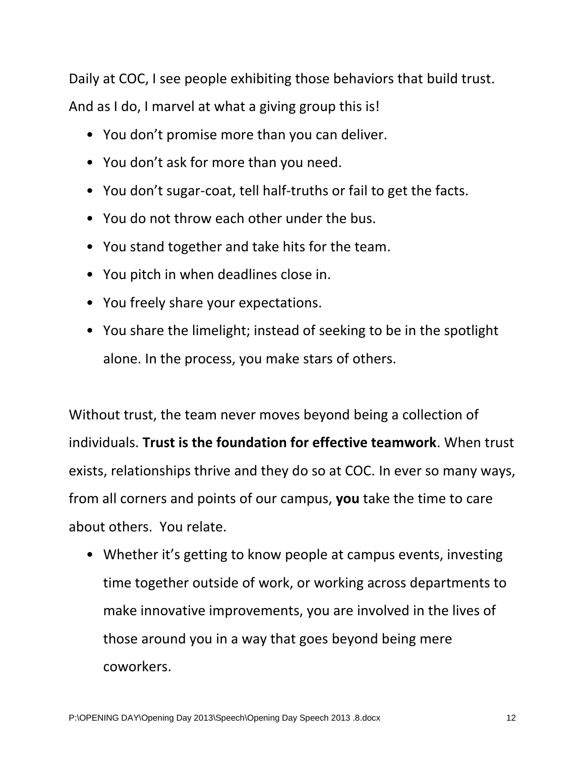Daily at COC, I see people exhibiting those behaviors that build trust. And as I do, I marvel at what a giving group this is!

- You don't promise more than you can deliver.
- You don't ask for more than you need.
- You don't sugar-coat, tell half-truths or fail to get the facts.
- You do not throw each other under the bus.
- You stand together and take hits for the team.
- You pitch in when deadlines close in.
- You freely share your expectations.
- You share the limelight; instead of seeking to be in the spotlight alone. In the process, you make stars of others.

Without trust, the team never moves beyond being a collection of individuals. **Trust is the foundation for effective teamwork**. When trust exists, relationships thrive and they do so at COC. In ever so many ways, from all corners and points of our campus, **you** take the time to care about others. You relate.

- Whether it's getting to know people at campus events, investing time together outside of work, or working across departments to make innovative improvements, you are involved in the lives of those around you in a way that goes beyond being mere coworkers.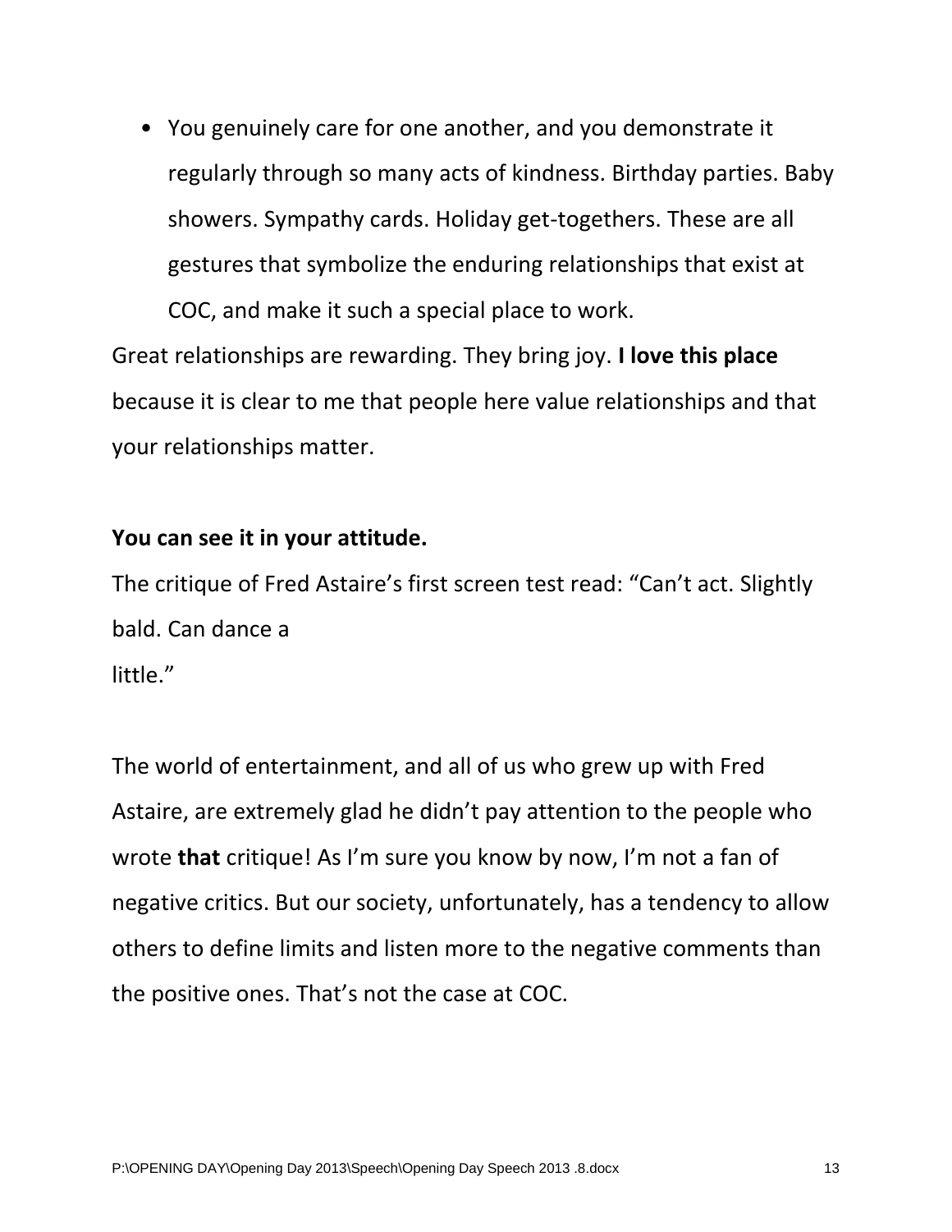- You genuinely care for one another, and you demonstrate it regularly through so many acts of kindness. Birthday parties. Baby showers. Sympathy cards. Holiday get-togethers. These are all gestures that symbolize the enduring relationships that exist at COC, and make it such a special place to work.

Great relationships are rewarding. They bring joy. **I love this place** because it is clear to me that people here value relationships and that your relationships matter.

**You can see it in your attitude.**

The critique of Fred Astaire's first screen test read: "Can't act. Slightly bald. Can dance a little."

The world of entertainment, and all of us who grew up with Fred Astaire, are extremely glad he didn't pay attention to the people who wrote **that** critique! As I'm sure you know by now, I'm not a fan of negative critics. But our society, unfortunately, has a tendency to allow others to define limits and listen more to the negative comments than the positive ones. That's not the case at COC.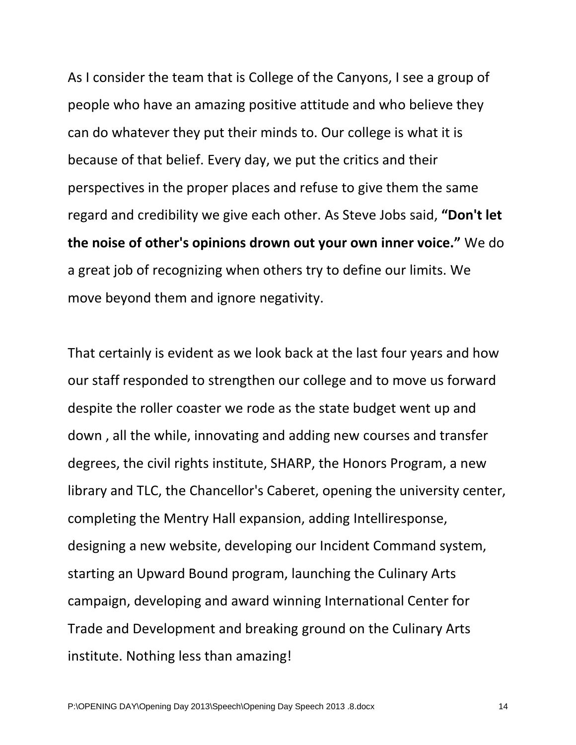As I consider the team that is College of the Canyons, I see a group of people who have an amazing positive attitude and who believe they can do whatever they put their minds to. Our college is what it is because of that belief. Every day, we put the critics and their perspectives in the proper places and refuse to give them the same regard and credibility we give each other. As Steve Jobs said, **“Don't let the noise of other's opinions drown out your own inner voice.”** We do a great job of recognizing when others try to define our limits. We move beyond them and ignore negativity.

That certainly is evident as we look back at the last four years and how our staff responded to strengthen our college and to move us forward despite the roller coaster we rode as the state budget went up and down , all the while, innovating and adding new courses and transfer degrees, the civil rights institute, SHARP, the Honors Program, a new library and TLC, the Chancellor's Caberet, opening the university center, completing the Mentry Hall expansion, adding Intelliresponse, designing a new website, developing our Incident Command system, starting an Upward Bound program, launching the Culinary Arts campaign, developing and award winning International Center for Trade and Development and breaking ground on the Culinary Arts institute. Nothing less than amazing!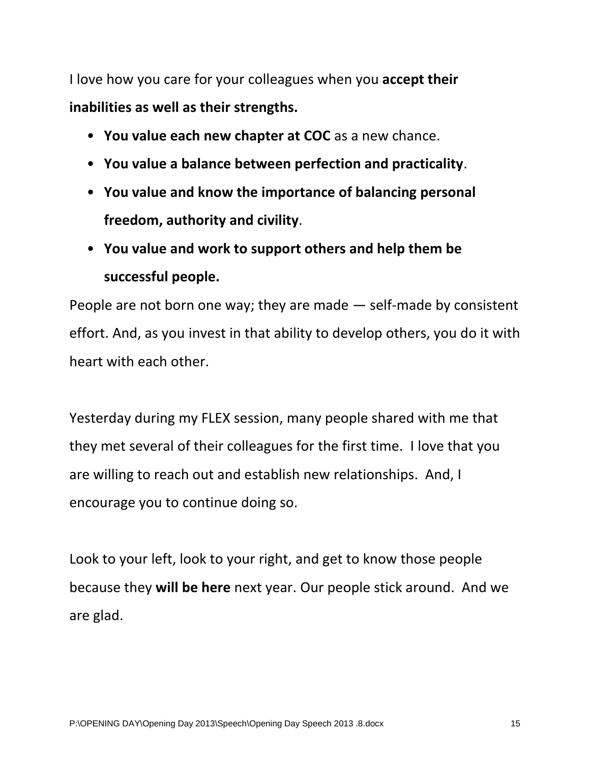I love how you care for your colleagues when you **accept their inabilities as well as their strengths.**

- **You value each new chapter at COC** as a new chance.
- **You value a balance between perfection and practicality**.
- **You value and know the importance of balancing personal freedom, authority and civility**.
- **You value and work to support others and help them be successful people.**

People are not born one way; they are made — self-made by consistent effort. And, as you invest in that ability to develop others, you do it with heart with each other.

Yesterday during my FLEX session, many people shared with me that they met several of their colleagues for the first time. I love that you are willing to reach out and establish new relationships. And, I encourage you to continue doing so.

Look to your left, look to your right, and get to know those people because they **will be here** next year. Our people stick around. And we are glad.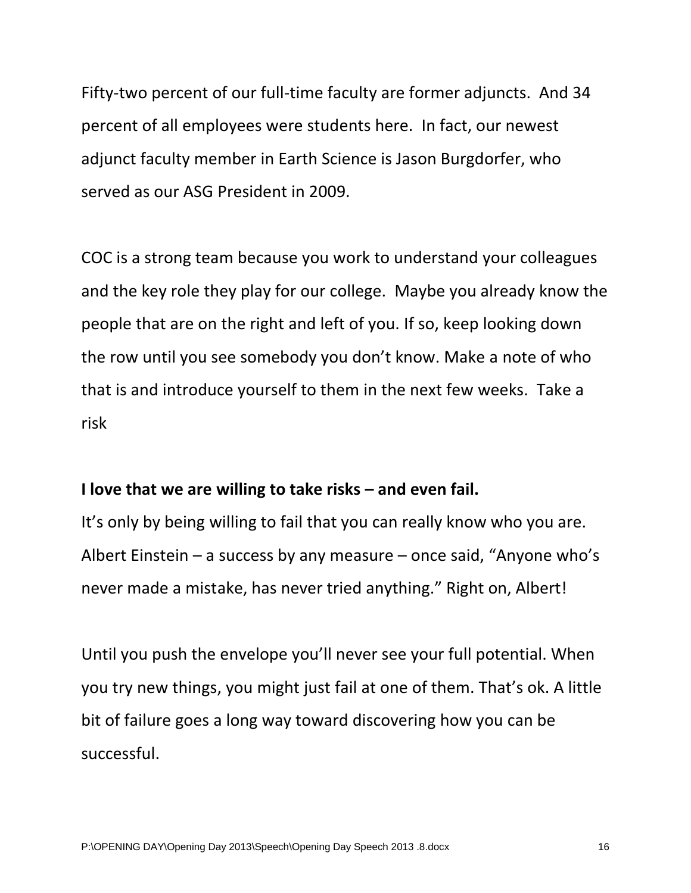Fifty-two percent of our full-time faculty are former adjuncts. And 34 percent of all employees were students here. In fact, our newest adjunct faculty member in Earth Science is Jason Burgdorfer, who served as our ASG President in 2009.

COC is a strong team because you work to understand your colleagues and the key role they play for our college. Maybe you already know the people that are on the right and left of you. If so, keep looking down the row until you see somebody you don't know. Make a note of who that is and introduce yourself to them in the next few weeks. Take a risk

**I love that we are willing to take risks – and even fail.**

It's only by being willing to fail that you can really know who you are. Albert Einstein – a success by any measure – once said, "Anyone who's never made a mistake, has never tried anything." Right on, Albert!

Until you push the envelope you'll never see your full potential. When you try new things, you might just fail at one of them. That's ok. A little bit of failure goes a long way toward discovering how you can be successful.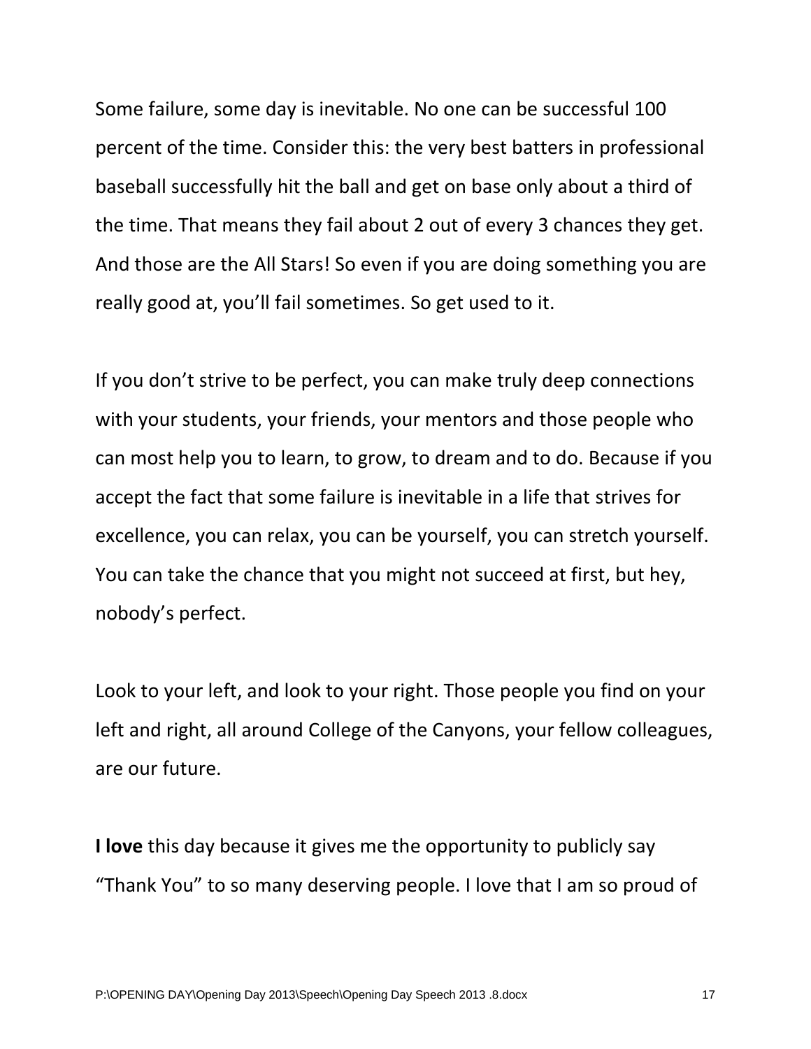Some failure, some day is inevitable. No one can be successful 100 percent of the time. Consider this: the very best batters in professional baseball successfully hit the ball and get on base only about a third of the time. That means they fail about 2 out of every 3 chances they get. And those are the All Stars! So even if you are doing something you are really good at, you'll fail sometimes. So get used to it.

If you don't strive to be perfect, you can make truly deep connections with your students, your friends, your mentors and those people who can most help you to learn, to grow, to dream and to do. Because if you accept the fact that some failure is inevitable in a life that strives for excellence, you can relax, you can be yourself, you can stretch yourself. You can take the chance that you might not succeed at first, but hey, nobody's perfect.

Look to your left, and look to your right. Those people you find on your left and right, all around College of the Canyons, your fellow colleagues, are our future.

**I love** this day because it gives me the opportunity to publicly say "Thank You" to so many deserving people. I love that I am so proud of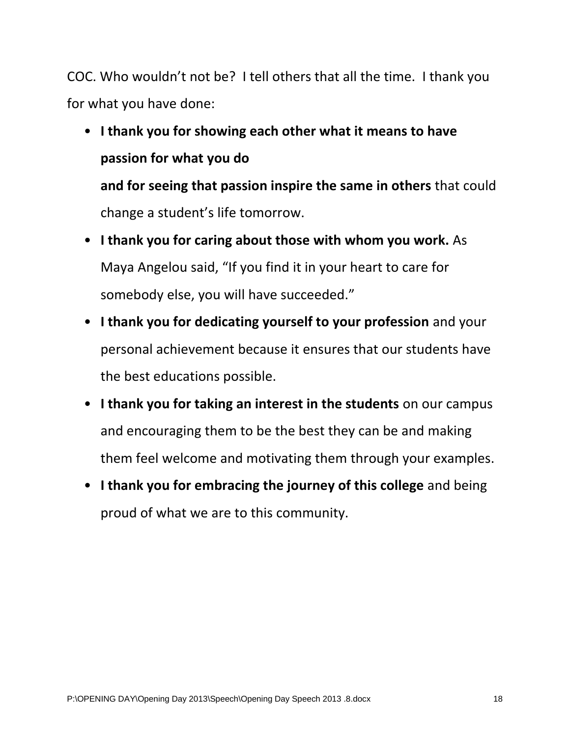COC. Who wouldn't not be?  I tell others that all the time.  I thank you for what you have done:

- **I thank you for showing each other what it means to have passion for what you do and for seeing that passion inspire the same in others** that could change a student's life tomorrow.
- **I thank you for caring about those with whom you work.** As Maya Angelou said, "If you find it in your heart to care for somebody else, you will have succeeded."
- **I thank you for dedicating yourself to your profession** and your personal achievement because it ensures that our students have the best educations possible.
- **I thank you for taking an interest in the students** on our campus and encouraging them to be the best they can be and making them feel welcome and motivating them through your examples.
- **I thank you for embracing the journey of this college** and being proud of what we are to this community.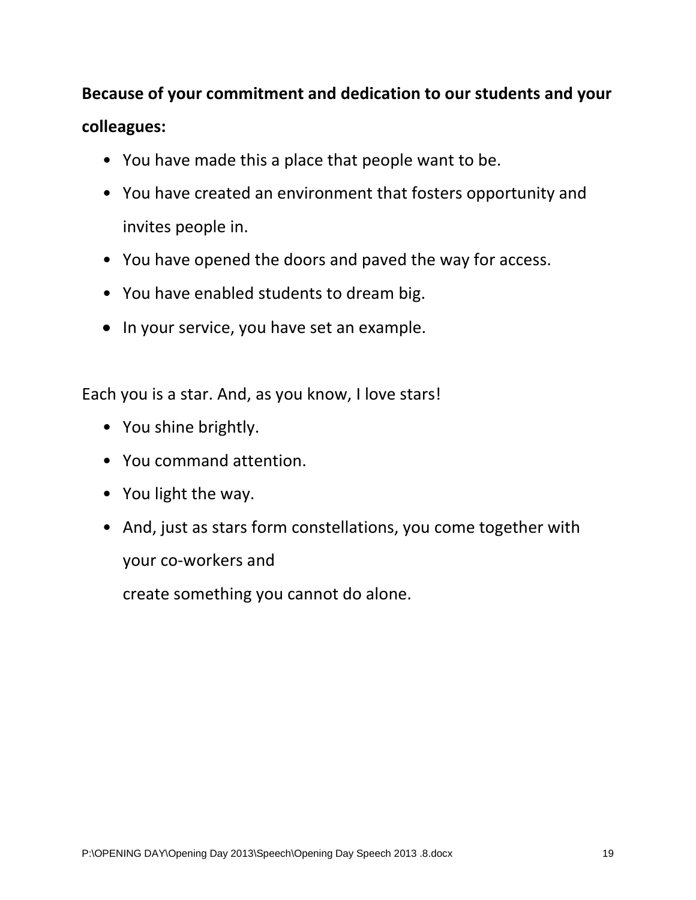**Because of your commitment and dedication to our students and your colleagues:**

- You have made this a place that people want to be.
- You have created an environment that fosters opportunity and invites people in.
- You have opened the doors and paved the way for access.
- You have enabled students to dream big.
- In your service, you have set an example.

Each you is a star. And, as you know, I love stars!

- You shine brightly.
- You command attention.
- You light the way.
- And, just as stars form constellations, you come together with your co-workers and
  create something you cannot do alone.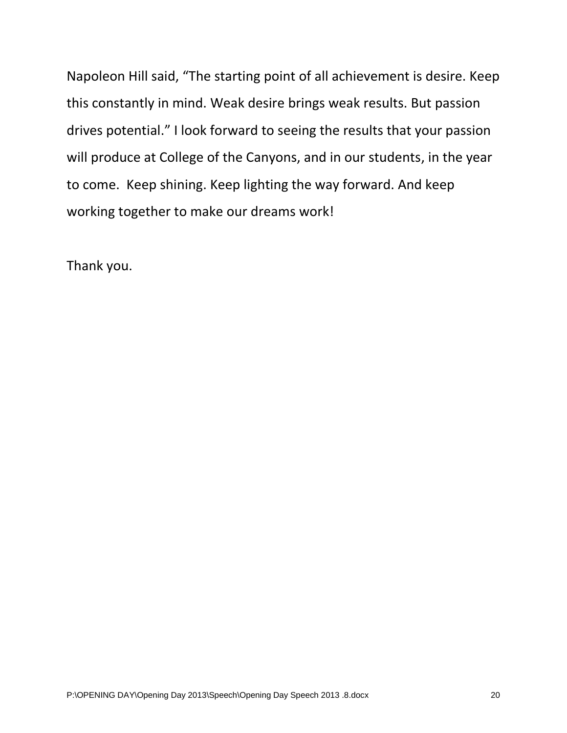Napoleon Hill said, “The starting point of all achievement is desire. Keep this constantly in mind. Weak desire brings weak results. But passion drives potential.” I look forward to seeing the results that your passion will produce at College of the Canyons, and in our students, in the year to come. Keep shining. Keep lighting the way forward. And keep working together to make our dreams work!

Thank you.